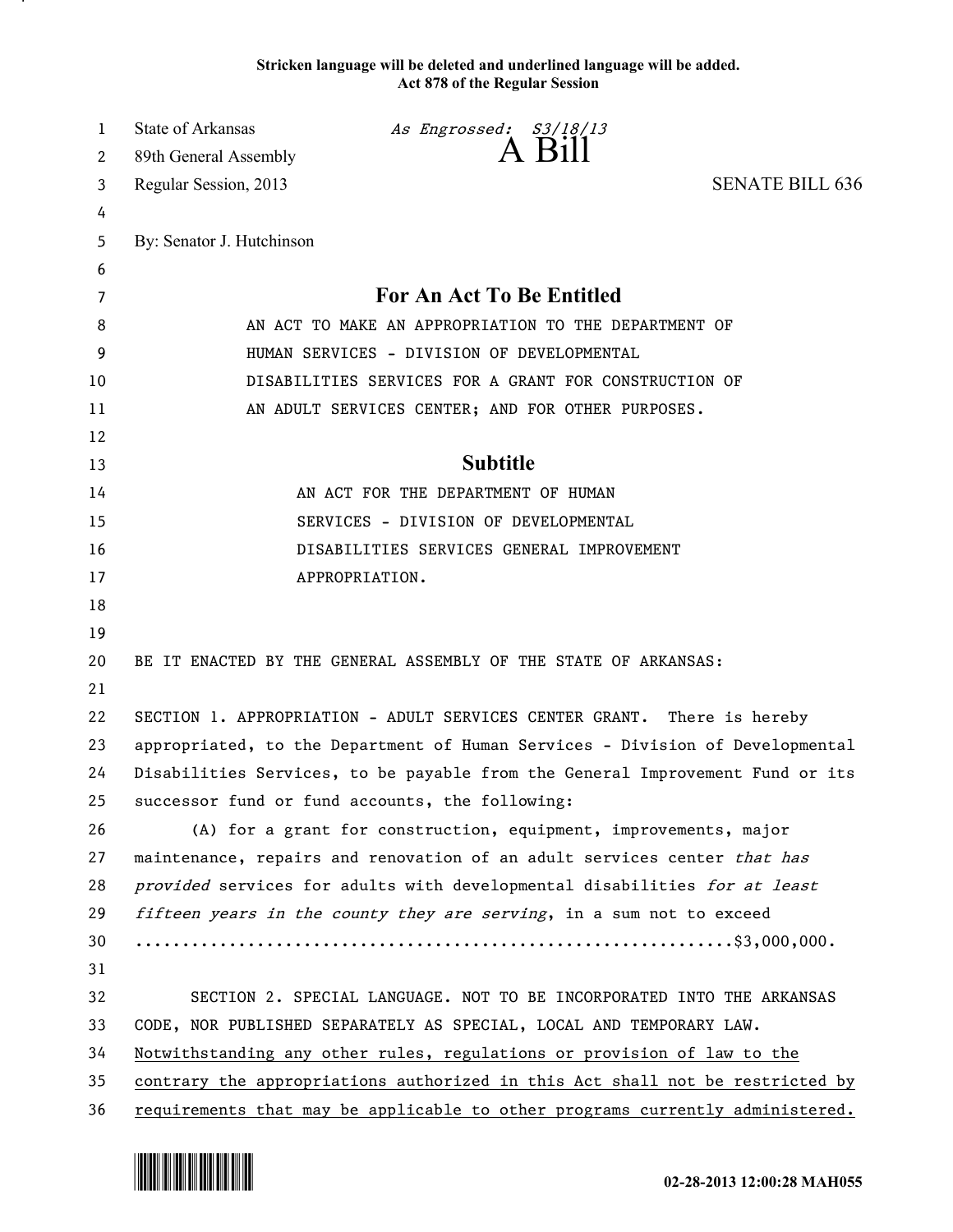**Stricken language will be deleted and underlined language will be added.**
**Act 878 of the Regular Session**

State of Arkansas *As Engrossed: S3/18/13*
89th General Assembly **A Bill**
Regular Session, 2013 SENATE BILL 636

By: Senator J. Hutchinson

## For An Act To Be Entitled

AN ACT TO MAKE AN APPROPRIATION TO THE DEPARTMENT OF HUMAN SERVICES - DIVISION OF DEVELOPMENTAL DISABILITIES SERVICES FOR A GRANT FOR CONSTRUCTION OF AN ADULT SERVICES CENTER; AND FOR OTHER PURPOSES.

## Subtitle

AN ACT FOR THE DEPARTMENT OF HUMAN SERVICES - DIVISION OF DEVELOPMENTAL DISABILITIES SERVICES GENERAL IMPROVEMENT APPROPRIATION.

BE IT ENACTED BY THE GENERAL ASSEMBLY OF THE STATE OF ARKANSAS:

SECTION 1. APPROPRIATION - ADULT SERVICES CENTER GRANT. There is hereby appropriated, to the Department of Human Services - Division of Developmental Disabilities Services, to be payable from the General Improvement Fund or its successor fund or fund accounts, the following:

(A) for a grant for construction, equipment, improvements, major maintenance, repairs and renovation of an adult services center *that has provided* services for adults with developmental disabilities *for at least fifteen years in the county they are serving*, in a sum not to exceed ...............................................................$3,000,000.

SECTION 2. SPECIAL LANGUAGE. NOT TO BE INCORPORATED INTO THE ARKANSAS CODE, NOR PUBLISHED SEPARATELY AS SPECIAL, LOCAL AND TEMPORARY LAW. <u>Notwithstanding any other rules, regulations or provision of law to the contrary the appropriations authorized in this Act shall not be restricted by requirements that may be applicable to other programs currently administered.</u>

02-28-2013 12:00:28 MAH055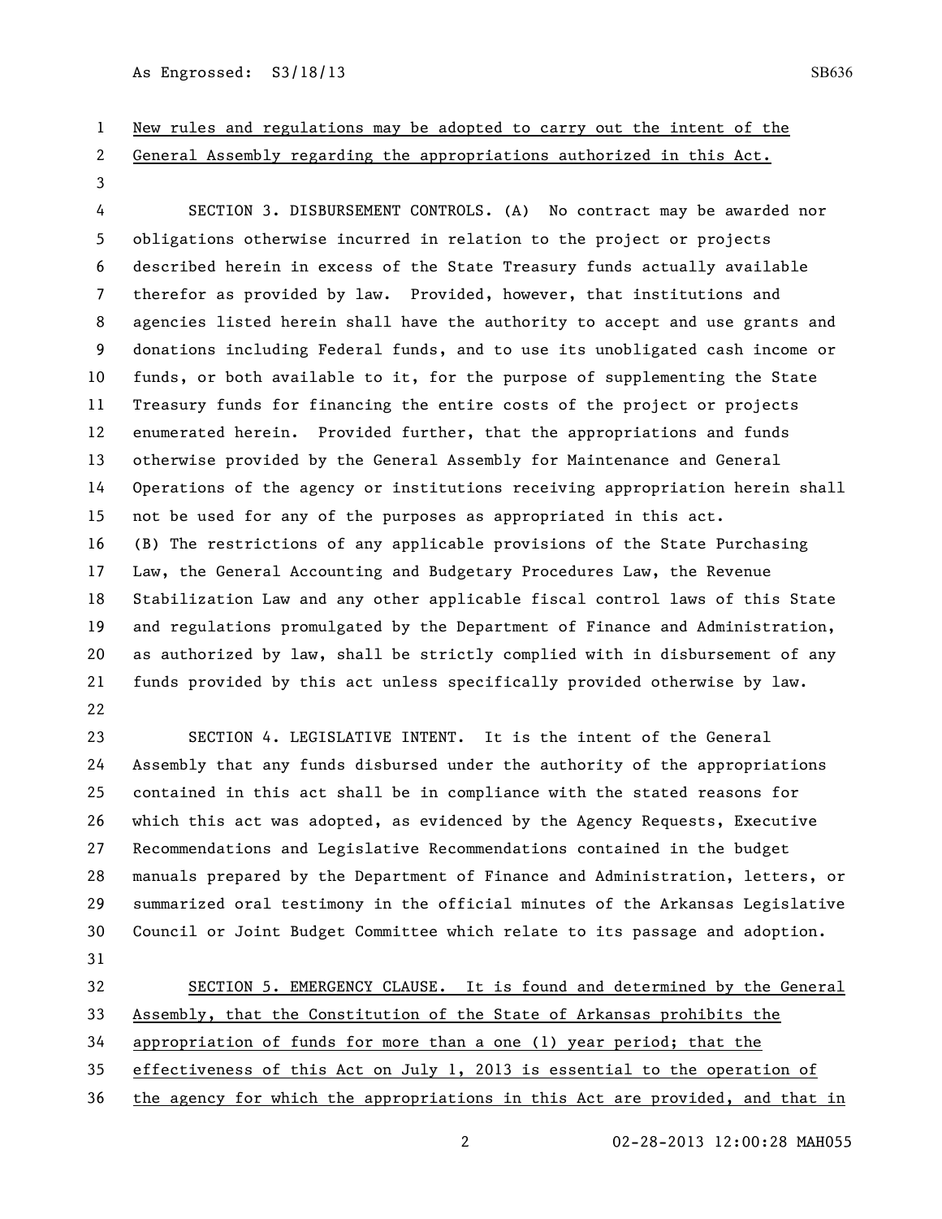New rules and regulations may be adopted to carry out the intent of the General Assembly regarding the appropriations authorized in this Act.

SECTION 3. DISBURSEMENT CONTROLS. (A) No contract may be awarded nor obligations otherwise incurred in relation to the project or projects described herein in excess of the State Treasury funds actually available therefor as provided by law. Provided, however, that institutions and agencies listed herein shall have the authority to accept and use grants and donations including Federal funds, and to use its unobligated cash income or funds, or both available to it, for the purpose of supplementing the State Treasury funds for financing the entire costs of the project or projects enumerated herein. Provided further, that the appropriations and funds otherwise provided by the General Assembly for Maintenance and General Operations of the agency or institutions receiving appropriation herein shall not be used for any of the purposes as appropriated in this act.

(B) The restrictions of any applicable provisions of the State Purchasing Law, the General Accounting and Budgetary Procedures Law, the Revenue Stabilization Law and any other applicable fiscal control laws of this State and regulations promulgated by the Department of Finance and Administration, as authorized by law, shall be strictly complied with in disbursement of any funds provided by this act unless specifically provided otherwise by law.

SECTION 4. LEGISLATIVE INTENT. It is the intent of the General Assembly that any funds disbursed under the authority of the appropriations contained in this act shall be in compliance with the stated reasons for which this act was adopted, as evidenced by the Agency Requests, Executive Recommendations and Legislative Recommendations contained in the budget manuals prepared by the Department of Finance and Administration, letters, or summarized oral testimony in the official minutes of the Arkansas Legislative Council or Joint Budget Committee which relate to its passage and adoption.

SECTION 5. EMERGENCY CLAUSE. It is found and determined by the General Assembly, that the Constitution of the State of Arkansas prohibits the appropriation of funds for more than a one (1) year period; that the effectiveness of this Act on July 1, 2013 is essential to the operation of the agency for which the appropriations in this Act are provided, and that in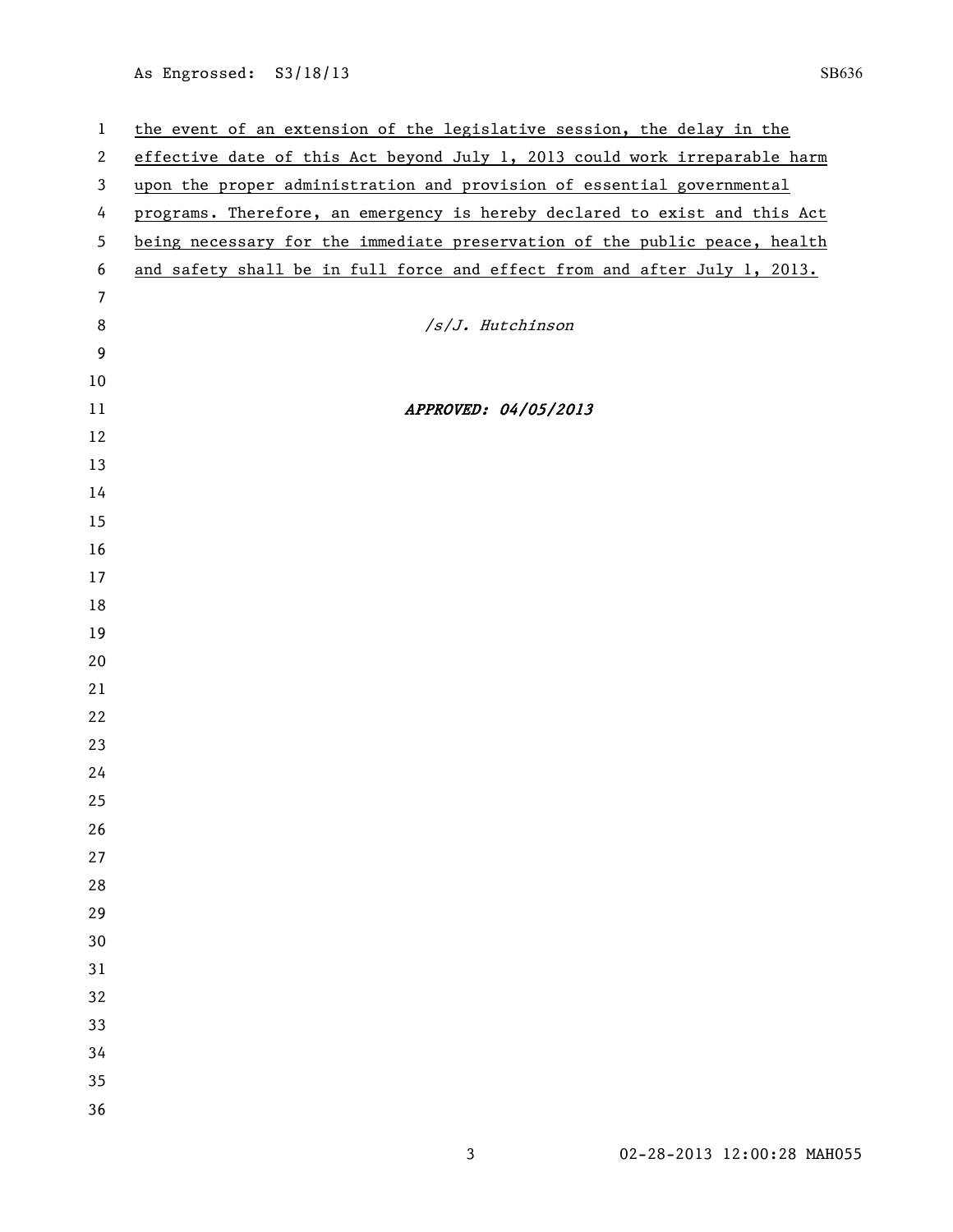the event of an extension of the legislative session, the delay in the effective date of this Act beyond July 1, 2013 could work irreparable harm upon the proper administration and provision of essential governmental programs. Therefore, an emergency is hereby declared to exist and this Act being necessary for the immediate preservation of the public peace, health and safety shall be in full force and effect from and after July 1, 2013.

*/s/J. Hutchinson*

***APPROVED: 04/05/2013***